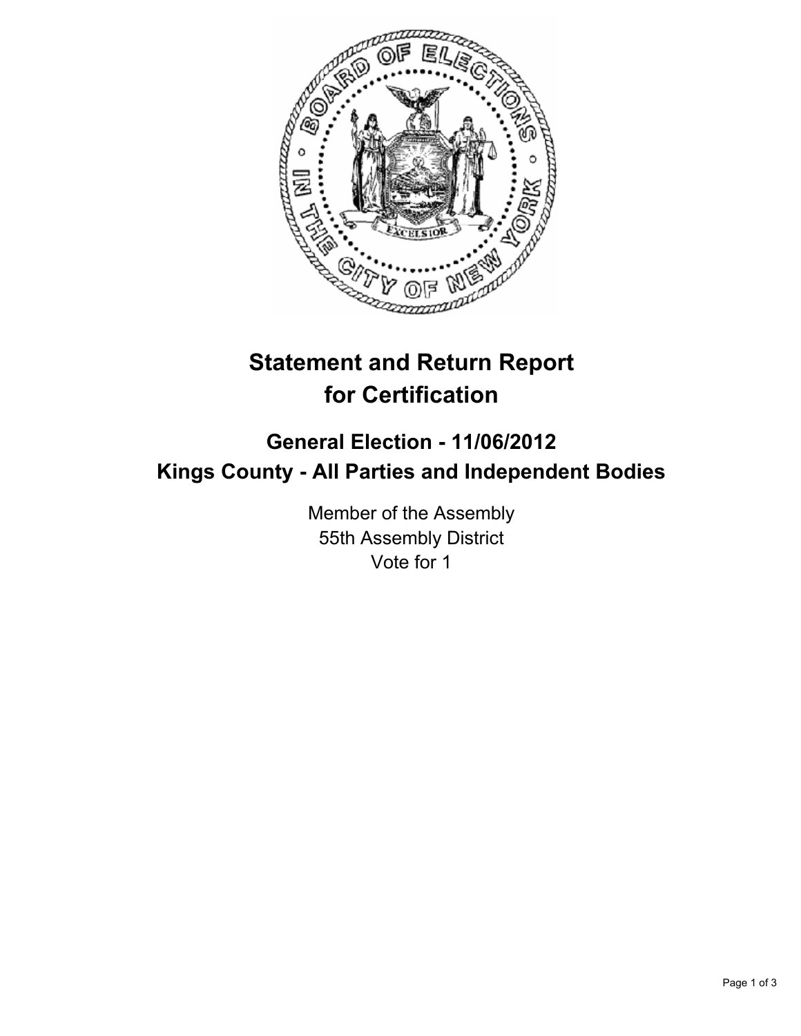# Statement and Return Report for Certification

## General Election - 11/06/2012
## Kings County - All Parties and Independent Bodies

Member of the Assembly
55th Assembly District
Vote for 1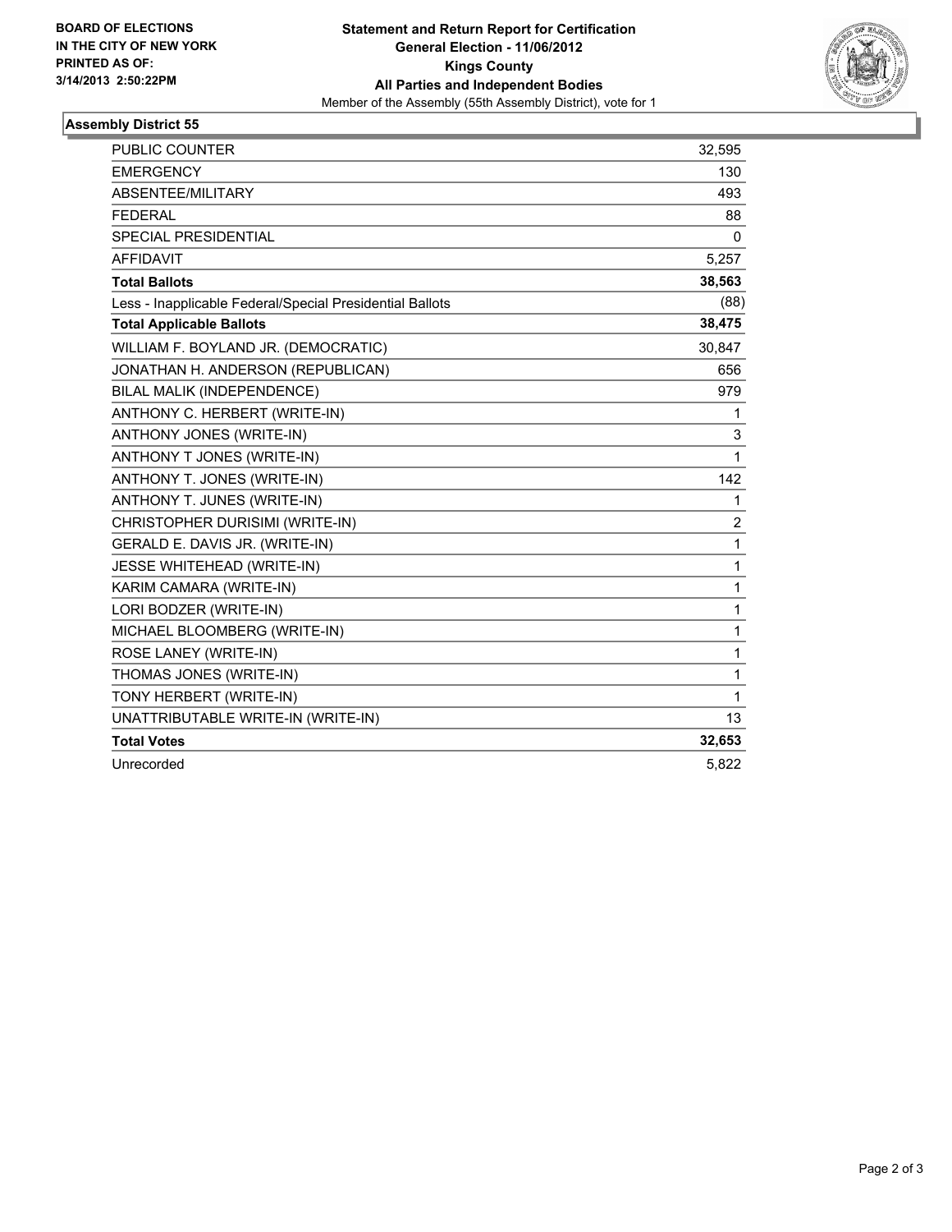**BOARD OF ELECTIONS**
**IN THE CITY OF NEW YORK**
**PRINTED AS OF:**
**3/14/2013 2:50:22PM**

**Statement and Return Report for Certification**
**General Election - 11/06/2012**
**Kings County**
**All Parties and Independent Bodies**
Member of the Assembly (55th Assembly District), vote for 1

## Assembly District 55

| | |
|---|---|
| PUBLIC COUNTER | 32,595 |
| EMERGENCY | 130 |
| ABSENTEE/MILITARY | 493 |
| FEDERAL | 88 |
| SPECIAL PRESIDENTIAL | 0 |
| AFFIDAVIT | 5,257 |
| **Total Ballots** | **38,563** |
| Less - Inapplicable Federal/Special Presidential Ballots | (88) |
| **Total Applicable Ballots** | **38,475** |
| WILLIAM F. BOYLAND JR. (DEMOCRATIC) | 30,847 |
| JONATHAN H. ANDERSON (REPUBLICAN) | 656 |
| BILAL MALIK (INDEPENDENCE) | 979 |
| ANTHONY C. HERBERT (WRITE-IN) | 1 |
| ANTHONY JONES (WRITE-IN) | 3 |
| ANTHONY T JONES (WRITE-IN) | 1 |
| ANTHONY T. JONES (WRITE-IN) | 142 |
| ANTHONY T. JUNES (WRITE-IN) | 1 |
| CHRISTOPHER DURISIMI (WRITE-IN) | 2 |
| GERALD E. DAVIS JR. (WRITE-IN) | 1 |
| JESSE WHITEHEAD (WRITE-IN) | 1 |
| KARIM CAMARA (WRITE-IN) | 1 |
| LORI BODZER (WRITE-IN) | 1 |
| MICHAEL BLOOMBERG (WRITE-IN) | 1 |
| ROSE LANEY (WRITE-IN) | 1 |
| THOMAS JONES (WRITE-IN) | 1 |
| TONY HERBERT (WRITE-IN) | 1 |
| UNATTRIBUTABLE WRITE-IN (WRITE-IN) | 13 |
| **Total Votes** | **32,653** |
| Unrecorded | 5,822 |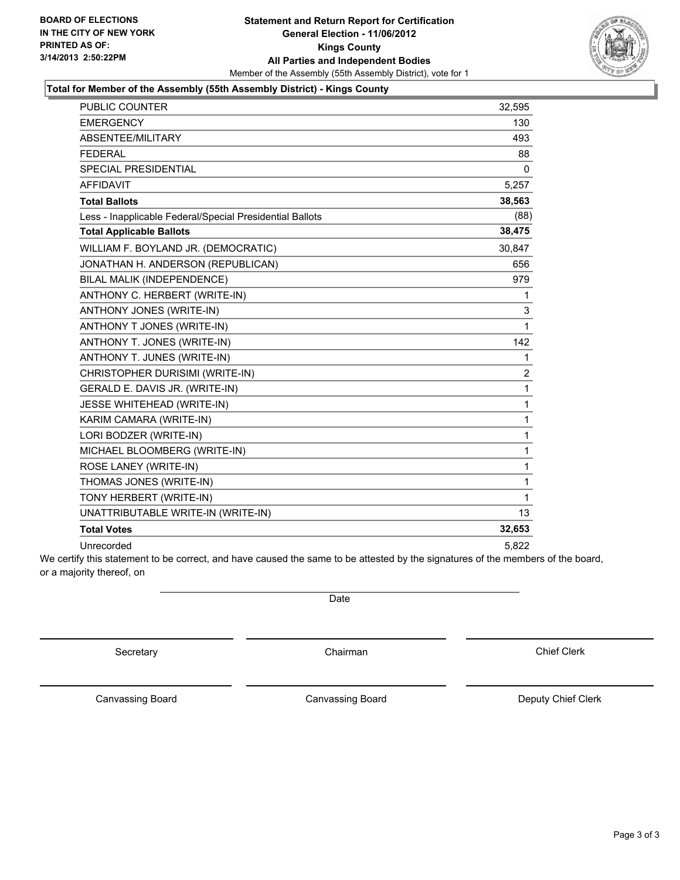**BOARD OF ELECTIONS IN THE CITY OF NEW YORK PRINTED AS OF: 3/14/2013 2:50:22PM**

# Statement and Return Report for Certification General Election - 11/06/2012 Kings County All Parties and Independent Bodies

Member of the Assembly (55th Assembly District), vote for 1

## Total for Member of the Assembly (55th Assembly District) - Kings County

| | |
|---|---|
| PUBLIC COUNTER | 32,595 |
| EMERGENCY | 130 |
| ABSENTEE/MILITARY | 493 |
| FEDERAL | 88 |
| SPECIAL PRESIDENTIAL | 0 |
| AFFIDAVIT | 5,257 |
| **Total Ballots** | **38,563** |
| Less - Inapplicable Federal/Special Presidential Ballots | (88) |
| **Total Applicable Ballots** | **38,475** |
| WILLIAM F. BOYLAND JR. (DEMOCRATIC) | 30,847 |
| JONATHAN H. ANDERSON (REPUBLICAN) | 656 |
| BILAL MALIK (INDEPENDENCE) | 979 |
| ANTHONY C. HERBERT (WRITE-IN) | 1 |
| ANTHONY JONES (WRITE-IN) | 3 |
| ANTHONY T JONES (WRITE-IN) | 1 |
| ANTHONY T. JONES (WRITE-IN) | 142 |
| ANTHONY T. JUNES (WRITE-IN) | 1 |
| CHRISTOPHER DURISIMI (WRITE-IN) | 2 |
| GERALD E. DAVIS JR. (WRITE-IN) | 1 |
| JESSE WHITEHEAD (WRITE-IN) | 1 |
| KARIM CAMARA (WRITE-IN) | 1 |
| LORI BODZER (WRITE-IN) | 1 |
| MICHAEL BLOOMBERG (WRITE-IN) | 1 |
| ROSE LANEY (WRITE-IN) | 1 |
| THOMAS JONES (WRITE-IN) | 1 |
| TONY HERBERT (WRITE-IN) | 1 |
| UNATTRIBUTABLE WRITE-IN (WRITE-IN) | 13 |
| **Total Votes** | **32,653** |
| Unrecorded | 5,822 |

We certify this statement to be correct, and have caused the same to be attested by the signatures of the members of the board, or a majority thereof, on

Date

Secretary | Chairman | Chief Clerk

Canvassing Board | Canvassing Board | Deputy Chief Clerk